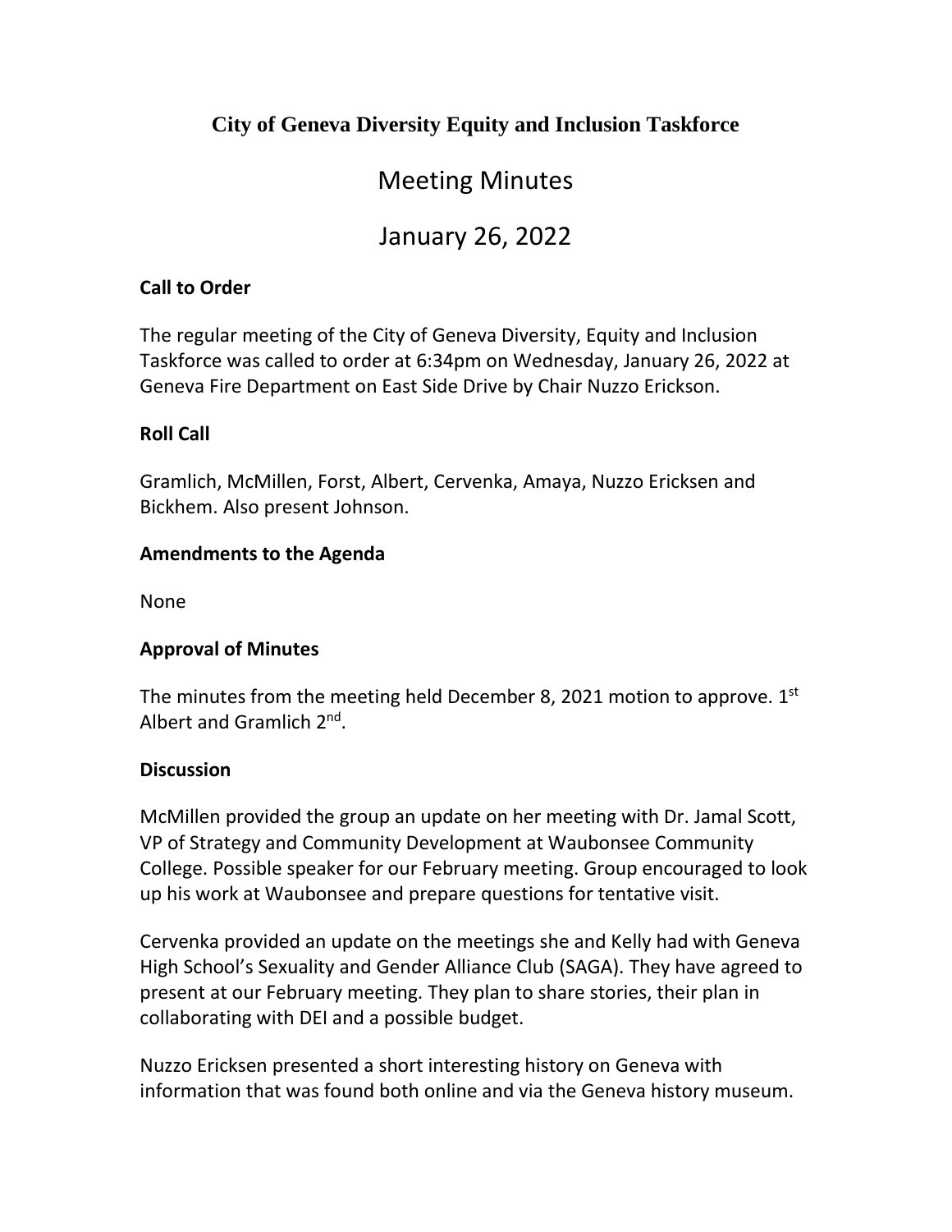# City of Geneva Diversity Equity and Inclusion Taskforce

## Meeting Minutes

## January 26, 2022

### Call to Order

The regular meeting of the City of Geneva Diversity, Equity and Inclusion Taskforce was called to order at 6:34pm on Wednesday, January 26, 2022 at Geneva Fire Department on East Side Drive by Chair Nuzzo Erickson.

### Roll Call

Gramlich, McMillen, Forst, Albert, Cervenka, Amaya, Nuzzo Ericksen and Bickhem. Also present Johnson.

### Amendments to the Agenda

None

### Approval of Minutes

The minutes from the meeting held December 8, 2021 motion to approve. 1st Albert and Gramlich 2nd.

### Discussion

McMillen provided the group an update on her meeting with Dr. Jamal Scott, VP of Strategy and Community Development at Waubonsee Community College. Possible speaker for our February meeting. Group encouraged to look up his work at Waubonsee and prepare questions for tentative visit.

Cervenka provided an update on the meetings she and Kelly had with Geneva High School's Sexuality and Gender Alliance Club (SAGA). They have agreed to present at our February meeting. They plan to share stories, their plan in collaborating with DEI and a possible budget.

Nuzzo Ericksen presented a short interesting history on Geneva with information that was found both online and via the Geneva history museum.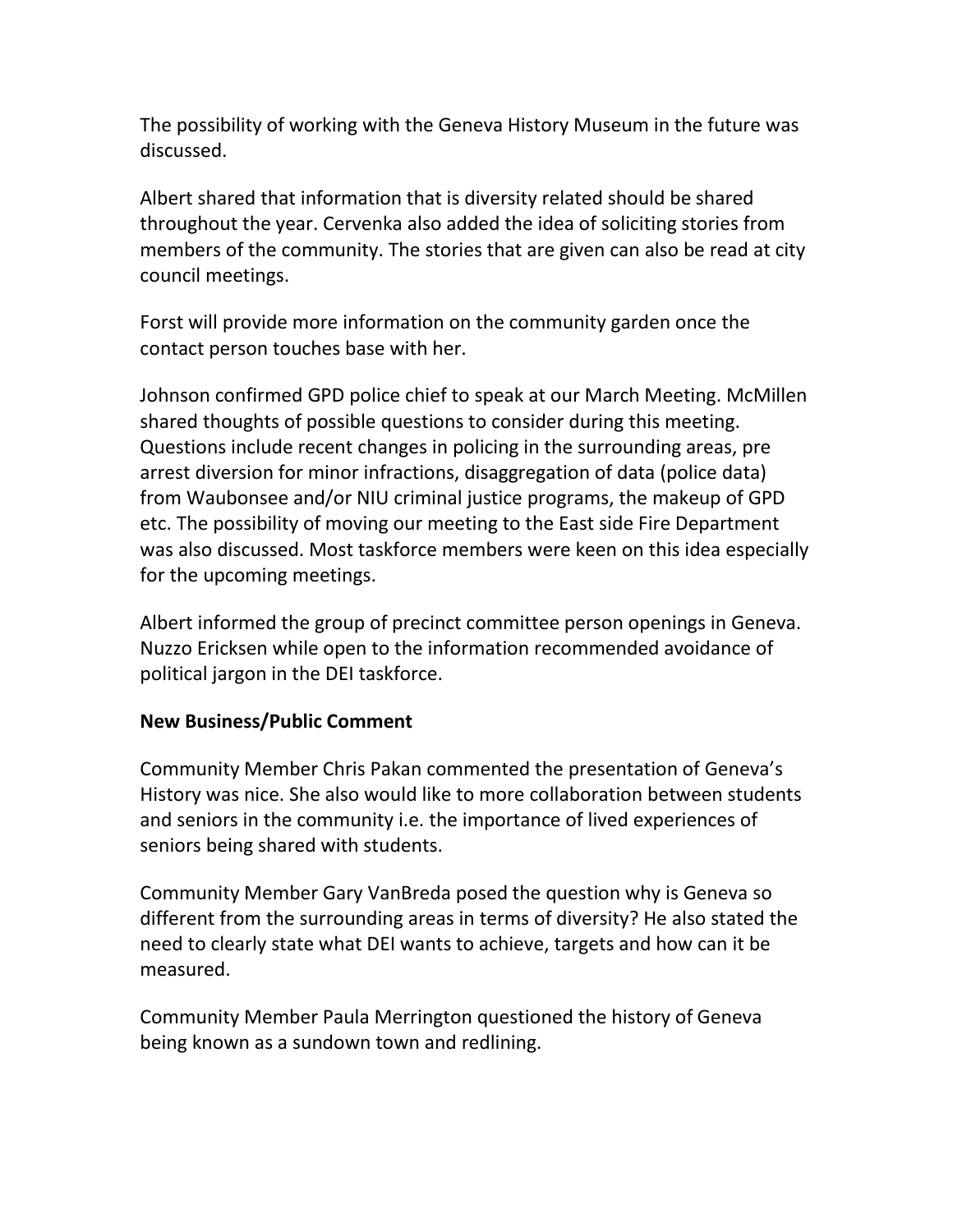The possibility of working with the Geneva History Museum in the future was discussed.

Albert shared that information that is diversity related should be shared throughout the year. Cervenka also added the idea of soliciting stories from members of the community. The stories that are given can also be read at city council meetings.

Forst will provide more information on the community garden once the contact person touches base with her.

Johnson confirmed GPD police chief to speak at our March Meeting. McMillen shared thoughts of possible questions to consider during this meeting. Questions include recent changes in policing in the surrounding areas, pre arrest diversion for minor infractions, disaggregation of data (police data) from Waubonsee and/or NIU criminal justice programs, the makeup of GPD etc. The possibility of moving our meeting to the East side Fire Department was also discussed. Most taskforce members were keen on this idea especially for the upcoming meetings.

Albert informed the group of precinct committee person openings in Geneva. Nuzzo Ericksen while open to the information recommended avoidance of political jargon in the DEI taskforce.

**New Business/Public Comment**

Community Member Chris Pakan commented the presentation of Geneva's History was nice. She also would like to more collaboration between students and seniors in the community i.e. the importance of lived experiences of seniors being shared with students.

Community Member Gary VanBreda posed the question why is Geneva so different from the surrounding areas in terms of diversity? He also stated the need to clearly state what DEI wants to achieve, targets and how can it be measured.

Community Member Paula Merrington questioned the history of Geneva being known as a sundown town and redlining.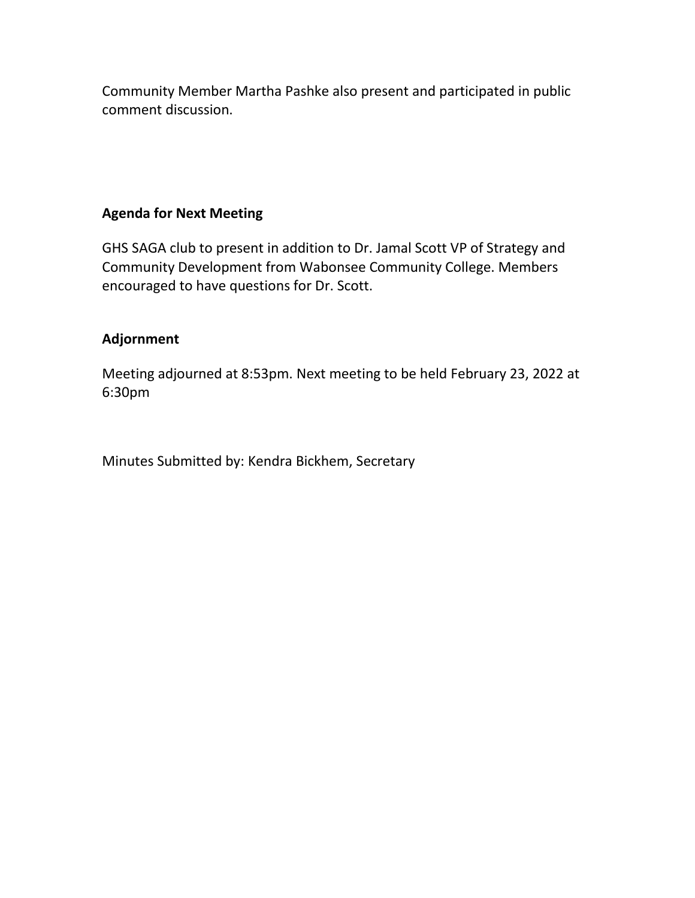Community Member Martha Pashke also present and participated in public comment discussion.

**Agenda for Next Meeting**

GHS SAGA club to present in addition to Dr. Jamal Scott VP of Strategy and Community Development from Wabonsee Community College. Members encouraged to have questions for Dr. Scott.

**Adjornment**

Meeting adjourned at 8:53pm. Next meeting to be held February 23, 2022 at 6:30pm

Minutes Submitted by: Kendra Bickhem, Secretary